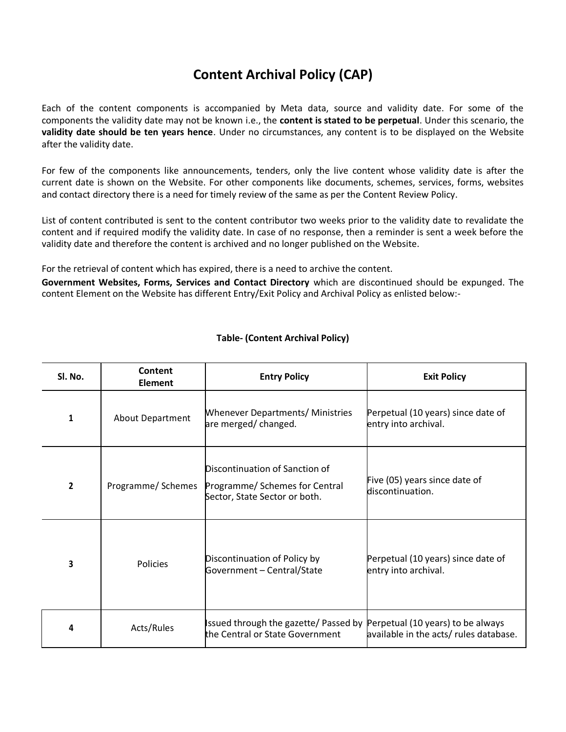# Content Archival Policy (CAP)

Each of the content components is accompanied by Meta data, source and validity date. For some of the components the validity date may not be known i.e., the **content is stated to be perpetual**. Under this scenario, the **validity date should be ten years hence**. Under no circumstances, any content is to be displayed on the Website after the validity date.

For few of the components like announcements, tenders, only the live content whose validity date is after the current date is shown on the Website. For other components like documents, schemes, services, forms, websites and contact directory there is a need for timely review of the same as per the Content Review Policy.

List of content contributed is sent to the content contributor two weeks prior to the validity date to revalidate the content and if required modify the validity date. In case of no response, then a reminder is sent a week before the validity date and therefore the content is archived and no longer published on the Website.

For the retrieval of content which has expired, there is a need to archive the content.

**Government Websites, Forms, Services and Contact Directory** which are discontinued should be expunged. The content Element on the Website has different Entry/Exit Policy and Archival Policy as enlisted below:-

**Table- (Content Archival Policy)**

| Sl. No. | Content Element | Entry Policy | Exit Policy |
|---|---|---|---|
| 1 | About Department | Whenever Departments/ Ministries are merged/ changed. | Perpetual (10 years) since date of entry into archival. |
| 2 | Programme/ Schemes | Discontinuation of Sanction of Programme/ Schemes for Central Sector, State Sector or both. | Five (05) years since date of discontinuation. |
| 3 | Policies | Discontinuation of Policy by Government – Central/State | Perpetual (10 years) since date of entry into archival. |
| 4 | Acts/Rules | Issued through the gazette/ Passed by the Central or State Government | Perpetual (10 years) to be always available in the acts/ rules database. |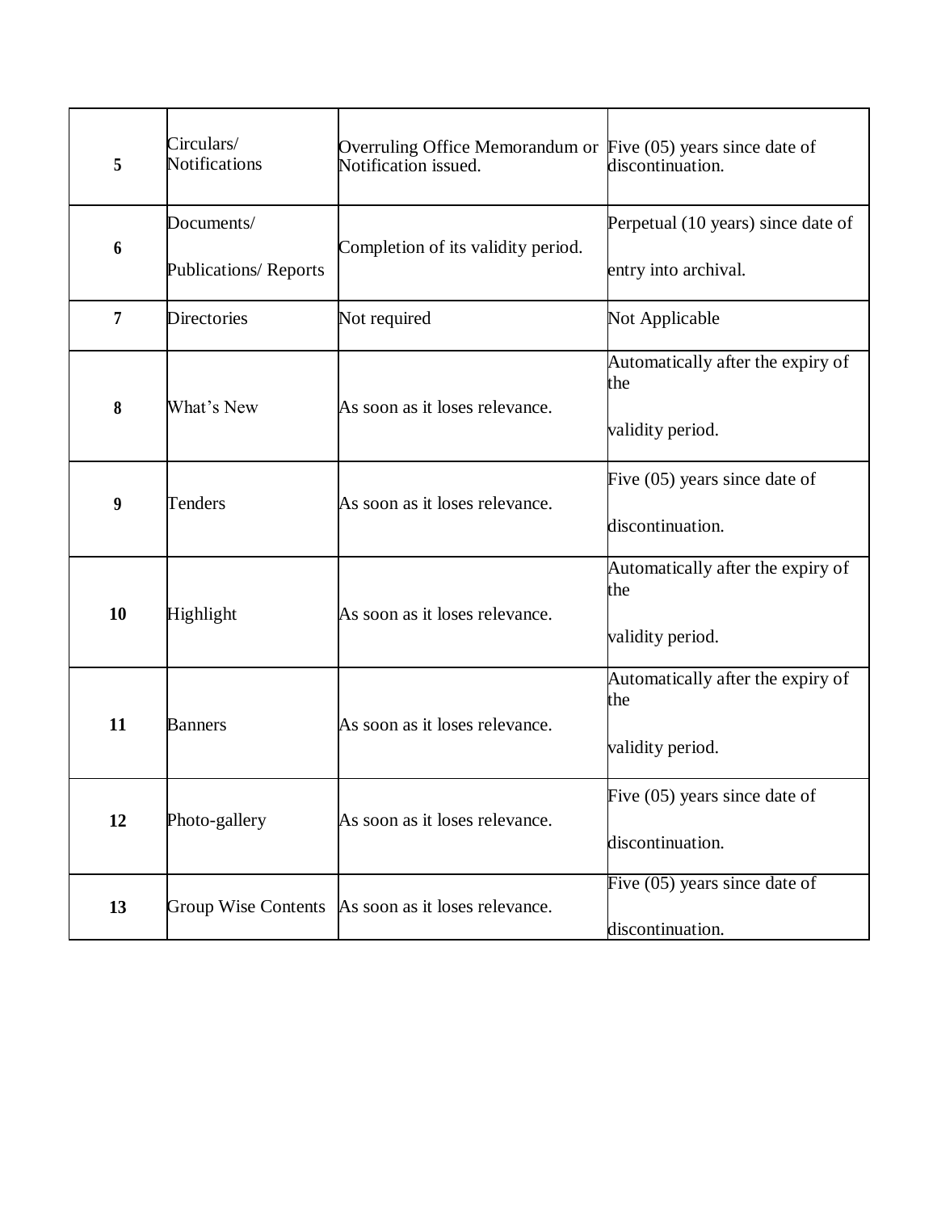| | | | |
|---|---|---|---|
| **5** | Circulars/ Notifications | Overruling Office Memorandum or Notification issued. | Five (05) years since date of discontinuation. |
| **6** | Documents/ Publications/ Reports | Completion of its validity period. | Perpetual (10 years) since date of entry into archival. |
| **7** | Directories | Not required | Not Applicable |
| **8** | What's New | As soon as it loses relevance. | Automatically after the expiry of the validity period. |
| **9** | Tenders | As soon as it loses relevance. | Five (05) years since date of discontinuation. |
| **10** | Highlight | As soon as it loses relevance. | Automatically after the expiry of the validity period. |
| **11** | Banners | As soon as it loses relevance. | Automatically after the expiry of the validity period. |
| **12** | Photo-gallery | As soon as it loses relevance. | Five (05) years since date of discontinuation. |
| **13** | Group Wise Contents | As soon as it loses relevance. | Five (05) years since date of discontinuation. |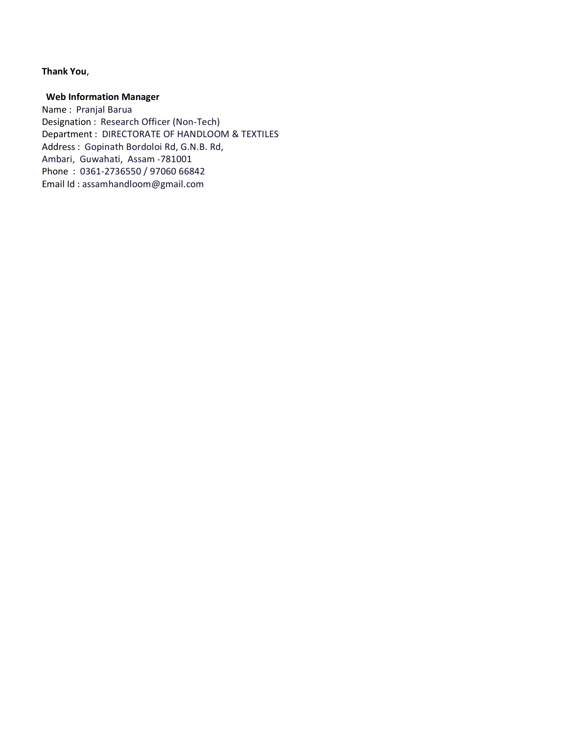**Thank You**,

**Web Information Manager**

Name : Pranjal Barua
Designation : Research Officer (Non-Tech)
Department : DIRECTORATE OF HANDLOOM & TEXTILES
Address : Gopinath Bordoloi Rd, G.N.B. Rd,
Ambari, Guwahati, Assam -781001
Phone : 0361-2736550 / 97060 66842
Email Id : assamhandloom@gmail.com